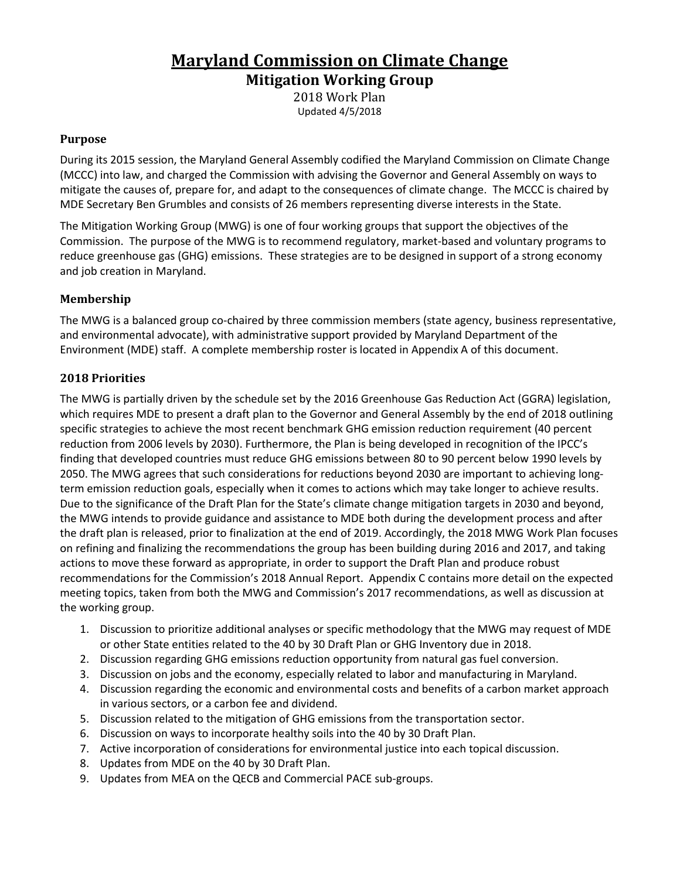# Maryland Commission on Climate Change

## Mitigation Working Group

2018 Work Plan

Updated 4/5/2018

### Purpose

During its 2015 session, the Maryland General Assembly codified the Maryland Commission on Climate Change (MCCC) into law, and charged the Commission with advising the Governor and General Assembly on ways to mitigate the causes of, prepare for, and adapt to the consequences of climate change. The MCCC is chaired by MDE Secretary Ben Grumbles and consists of 26 members representing diverse interests in the State.

The Mitigation Working Group (MWG) is one of four working groups that support the objectives of the Commission. The purpose of the MWG is to recommend regulatory, market-based and voluntary programs to reduce greenhouse gas (GHG) emissions. These strategies are to be designed in support of a strong economy and job creation in Maryland.

### Membership

The MWG is a balanced group co-chaired by three commission members (state agency, business representative, and environmental advocate), with administrative support provided by Maryland Department of the Environment (MDE) staff. A complete membership roster is located in Appendix A of this document.

### 2018 Priorities

The MWG is partially driven by the schedule set by the 2016 Greenhouse Gas Reduction Act (GGRA) legislation, which requires MDE to present a draft plan to the Governor and General Assembly by the end of 2018 outlining specific strategies to achieve the most recent benchmark GHG emission reduction requirement (40 percent reduction from 2006 levels by 2030). Furthermore, the Plan is being developed in recognition of the IPCC's finding that developed countries must reduce GHG emissions between 80 to 90 percent below 1990 levels by 2050. The MWG agrees that such considerations for reductions beyond 2030 are important to achieving long-term emission reduction goals, especially when it comes to actions which may take longer to achieve results. Due to the significance of the Draft Plan for the State's climate change mitigation targets in 2030 and beyond, the MWG intends to provide guidance and assistance to MDE both during the development process and after the draft plan is released, prior to finalization at the end of 2019. Accordingly, the 2018 MWG Work Plan focuses on refining and finalizing the recommendations the group has been building during 2016 and 2017, and taking actions to move these forward as appropriate, in order to support the Draft Plan and produce robust recommendations for the Commission's 2018 Annual Report. Appendix C contains more detail on the expected meeting topics, taken from both the MWG and Commission's 2017 recommendations, as well as discussion at the working group.

1. Discussion to prioritize additional analyses or specific methodology that the MWG may request of MDE or other State entities related to the 40 by 30 Draft Plan or GHG Inventory due in 2018.
2. Discussion regarding GHG emissions reduction opportunity from natural gas fuel conversion.
3. Discussion on jobs and the economy, especially related to labor and manufacturing in Maryland.
4. Discussion regarding the economic and environmental costs and benefits of a carbon market approach in various sectors, or a carbon fee and dividend.
5. Discussion related to the mitigation of GHG emissions from the transportation sector.
6. Discussion on ways to incorporate healthy soils into the 40 by 30 Draft Plan.
7. Active incorporation of considerations for environmental justice into each topical discussion.
8. Updates from MDE on the 40 by 30 Draft Plan.
9. Updates from MEA on the QECB and Commercial PACE sub-groups.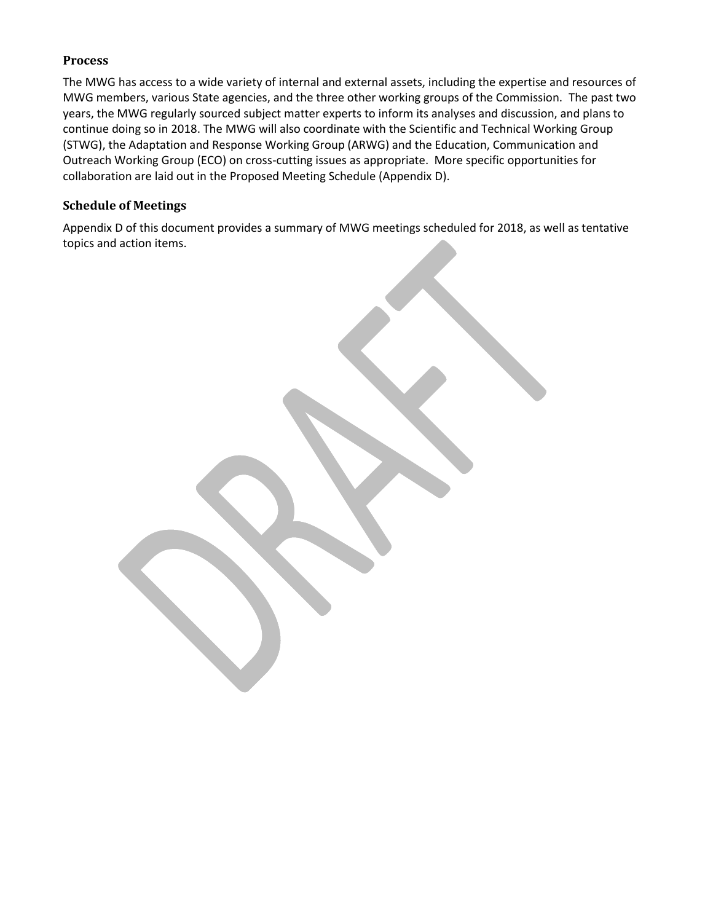## Process

The MWG has access to a wide variety of internal and external assets, including the expertise and resources of MWG members, various State agencies, and the three other working groups of the Commission. The past two years, the MWG regularly sourced subject matter experts to inform its analyses and discussion, and plans to continue doing so in 2018. The MWG will also coordinate with the Scientific and Technical Working Group (STWG), the Adaptation and Response Working Group (ARWG) and the Education, Communication and Outreach Working Group (ECO) on cross-cutting issues as appropriate. More specific opportunities for collaboration are laid out in the Proposed Meeting Schedule (Appendix D).

## Schedule of Meetings

Appendix D of this document provides a summary of MWG meetings scheduled for 2018, as well as tentative topics and action items.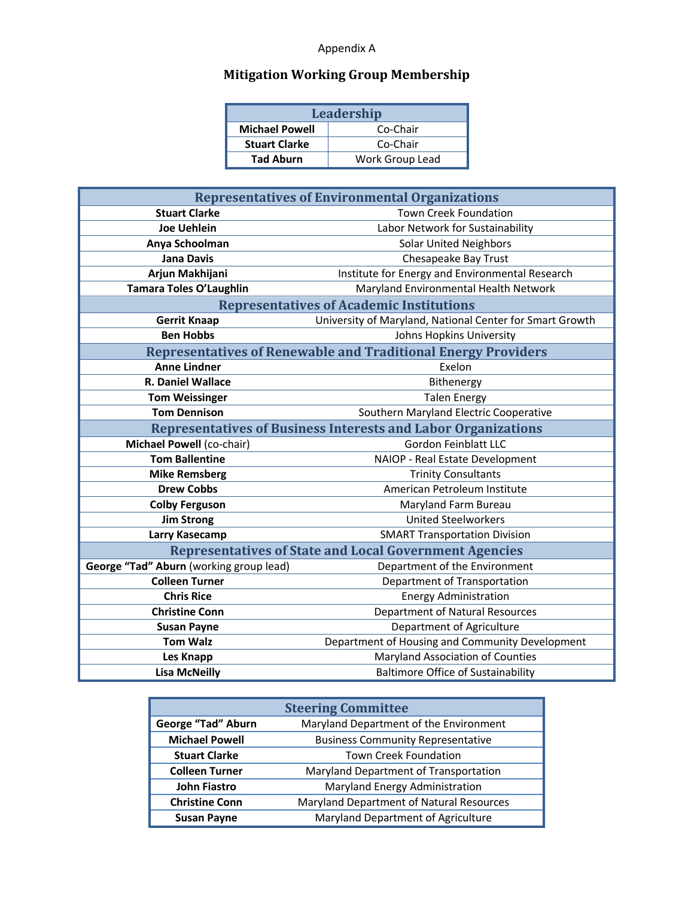Appendix A

# Mitigation Working Group Membership

| Leadership | |
|---|---|
| **Michael Powell** | Co-Chair |
| **Stuart Clarke** | Co-Chair |
| **Tad Aburn** | Work Group Lead |

| Representatives of Environmental Organizations | |
|---|---|
| **Stuart Clarke** | Town Creek Foundation |
| **Joe Uehlein** | Labor Network for Sustainability |
| **Anya Schoolman** | Solar United Neighbors |
| **Jana Davis** | Chesapeake Bay Trust |
| **Arjun Makhijani** | Institute for Energy and Environmental Research |
| **Tamara Toles O'Laughlin** | Maryland Environmental Health Network |
| **Representatives of Academic Institutions** | |
| **Gerrit Knaap** | University of Maryland, National Center for Smart Growth |
| **Ben Hobbs** | Johns Hopkins University |
| **Representatives of Renewable and Traditional Energy Providers** | |
| **Anne Lindner** | Exelon |
| **R. Daniel Wallace** | Bithenergy |
| **Tom Weissinger** | Talen Energy |
| **Tom Dennison** | Southern Maryland Electric Cooperative |
| **Representatives of Business Interests and Labor Organizations** | |
| **Michael Powell** (co-chair) | Gordon Feinblatt LLC |
| **Tom Ballentine** | NAIOP - Real Estate Development |
| **Mike Remsberg** | Trinity Consultants |
| **Drew Cobbs** | American Petroleum Institute |
| **Colby Ferguson** | Maryland Farm Bureau |
| **Jim Strong** | United Steelworkers |
| **Larry Kasecamp** | SMART Transportation Division |
| **Representatives of State and Local Government Agencies** | |
| **George "Tad" Aburn** (working group lead) | Department of the Environment |
| **Colleen Turner** | Department of Transportation |
| **Chris Rice** | Energy Administration |
| **Christine Conn** | Department of Natural Resources |
| **Susan Payne** | Department of Agriculture |
| **Tom Walz** | Department of Housing and Community Development |
| **Les Knapp** | Maryland Association of Counties |
| **Lisa McNeilly** | Baltimore Office of Sustainability |

| Steering Committee | |
|---|---|
| **George "Tad" Aburn** | Maryland Department of the Environment |
| **Michael Powell** | Business Community Representative |
| **Stuart Clarke** | Town Creek Foundation |
| **Colleen Turner** | Maryland Department of Transportation |
| **John Fiastro** | Maryland Energy Administration |
| **Christine Conn** | Maryland Department of Natural Resources |
| **Susan Payne** | Maryland Department of Agriculture |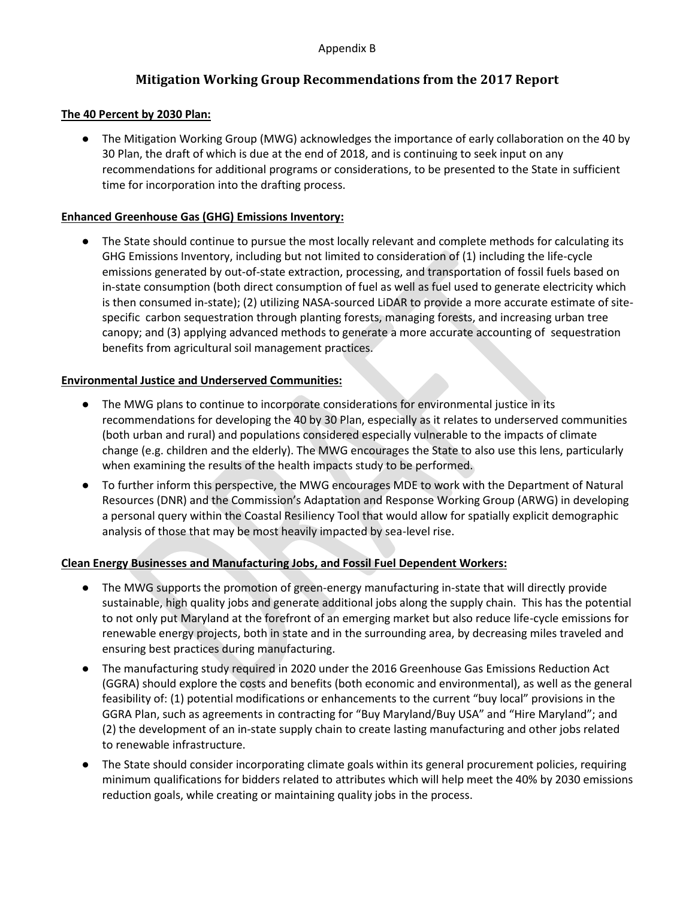Appendix B

# Mitigation Working Group Recommendations from the 2017 Report

**The 40 Percent by 2030 Plan:**

- The Mitigation Working Group (MWG) acknowledges the importance of early collaboration on the 40 by 30 Plan, the draft of which is due at the end of 2018, and is continuing to seek input on any recommendations for additional programs or considerations, to be presented to the State in sufficient time for incorporation into the drafting process.

**Enhanced Greenhouse Gas (GHG) Emissions Inventory:**

- The State should continue to pursue the most locally relevant and complete methods for calculating its GHG Emissions Inventory, including but not limited to consideration of (1) including the life-cycle emissions generated by out-of-state extraction, processing, and transportation of fossil fuels based on in-state consumption (both direct consumption of fuel as well as fuel used to generate electricity which is then consumed in-state); (2) utilizing NASA-sourced LiDAR to provide a more accurate estimate of site-specific carbon sequestration through planting forests, managing forests, and increasing urban tree canopy; and (3) applying advanced methods to generate a more accurate accounting of sequestration benefits from agricultural soil management practices.

**Environmental Justice and Underserved Communities:**

- The MWG plans to continue to incorporate considerations for environmental justice in its recommendations for developing the 40 by 30 Plan, especially as it relates to underserved communities (both urban and rural) and populations considered especially vulnerable to the impacts of climate change (e.g. children and the elderly). The MWG encourages the State to also use this lens, particularly when examining the results of the health impacts study to be performed.
- To further inform this perspective, the MWG encourages MDE to work with the Department of Natural Resources (DNR) and the Commission's Adaptation and Response Working Group (ARWG) in developing a personal query within the Coastal Resiliency Tool that would allow for spatially explicit demographic analysis of those that may be most heavily impacted by sea-level rise.

**Clean Energy Businesses and Manufacturing Jobs, and Fossil Fuel Dependent Workers:**

- The MWG supports the promotion of green-energy manufacturing in-state that will directly provide sustainable, high quality jobs and generate additional jobs along the supply chain. This has the potential to not only put Maryland at the forefront of an emerging market but also reduce life-cycle emissions for renewable energy projects, both in state and in the surrounding area, by decreasing miles traveled and ensuring best practices during manufacturing.
- The manufacturing study required in 2020 under the 2016 Greenhouse Gas Emissions Reduction Act (GGRA) should explore the costs and benefits (both economic and environmental), as well as the general feasibility of: (1) potential modifications or enhancements to the current "buy local" provisions in the GGRA Plan, such as agreements in contracting for "Buy Maryland/Buy USA" and "Hire Maryland"; and (2) the development of an in-state supply chain to create lasting manufacturing and other jobs related to renewable infrastructure.
- The State should consider incorporating climate goals within its general procurement policies, requiring minimum qualifications for bidders related to attributes which will help meet the 40% by 2030 emissions reduction goals, while creating or maintaining quality jobs in the process.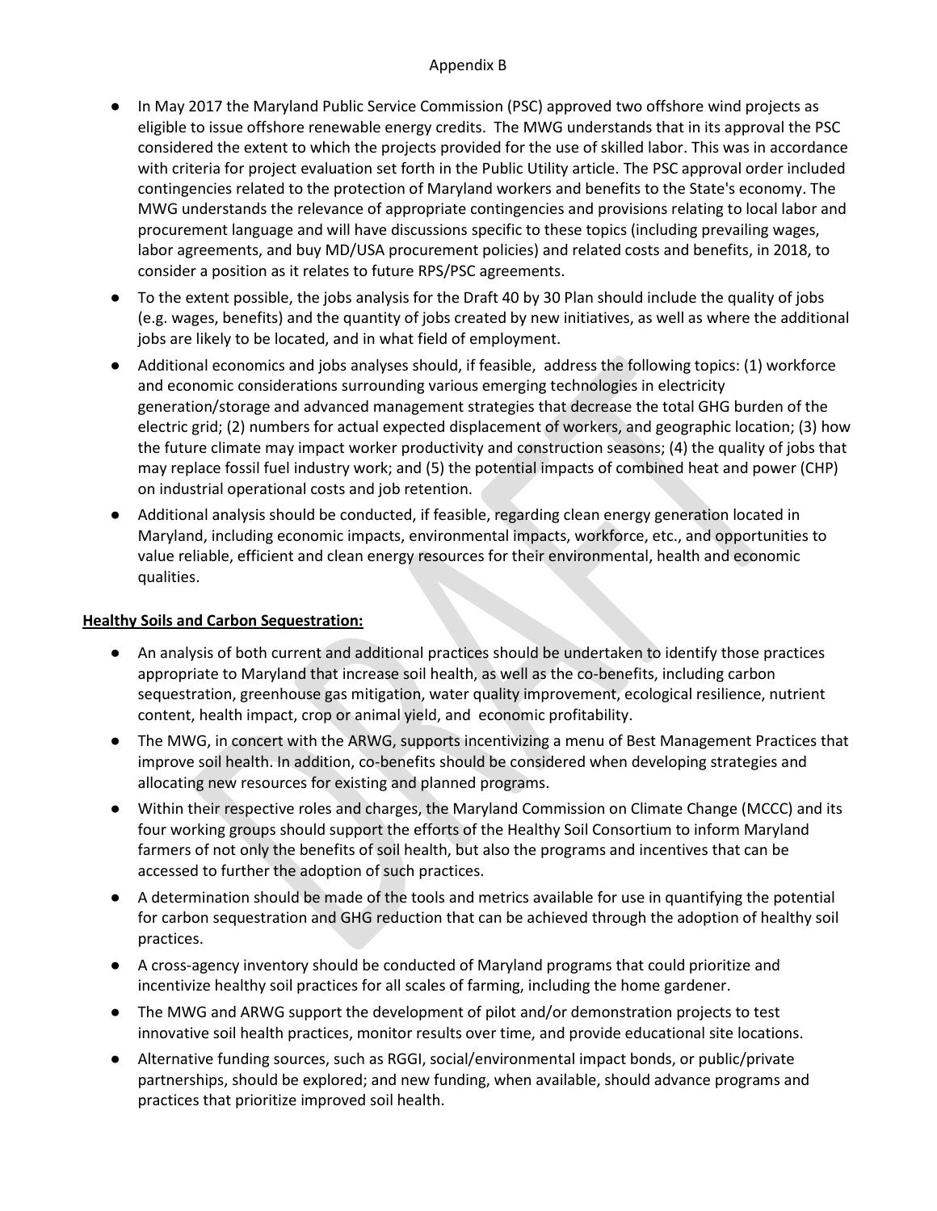- In May 2017 the Maryland Public Service Commission (PSC) approved two offshore wind projects as eligible to issue offshore renewable energy credits. The MWG understands that in its approval the PSC considered the extent to which the projects provided for the use of skilled labor. This was in accordance with criteria for project evaluation set forth in the Public Utility article. The PSC approval order included contingencies related to the protection of Maryland workers and benefits to the State's economy. The MWG understands the relevance of appropriate contingencies and provisions relating to local labor and procurement language and will have discussions specific to these topics (including prevailing wages, labor agreements, and buy MD/USA procurement policies) and related costs and benefits, in 2018, to consider a position as it relates to future RPS/PSC agreements.
- To the extent possible, the jobs analysis for the Draft 40 by 30 Plan should include the quality of jobs (e.g. wages, benefits) and the quantity of jobs created by new initiatives, as well as where the additional jobs are likely to be located, and in what field of employment.
- Additional economics and jobs analyses should, if feasible, address the following topics: (1) workforce and economic considerations surrounding various emerging technologies in electricity generation/storage and advanced management strategies that decrease the total GHG burden of the electric grid; (2) numbers for actual expected displacement of workers, and geographic location; (3) how the future climate may impact worker productivity and construction seasons; (4) the quality of jobs that may replace fossil fuel industry work; and (5) the potential impacts of combined heat and power (CHP) on industrial operational costs and job retention.
- Additional analysis should be conducted, if feasible, regarding clean energy generation located in Maryland, including economic impacts, environmental impacts, workforce, etc., and opportunities to value reliable, efficient and clean energy resources for their environmental, health and economic qualities.

**Healthy Soils and Carbon Sequestration:**

- An analysis of both current and additional practices should be undertaken to identify those practices appropriate to Maryland that increase soil health, as well as the co-benefits, including carbon sequestration, greenhouse gas mitigation, water quality improvement, ecological resilience, nutrient content, health impact, crop or animal yield, and economic profitability.
- The MWG, in concert with the ARWG, supports incentivizing a menu of Best Management Practices that improve soil health. In addition, co-benefits should be considered when developing strategies and allocating new resources for existing and planned programs.
- Within their respective roles and charges, the Maryland Commission on Climate Change (MCCC) and its four working groups should support the efforts of the Healthy Soil Consortium to inform Maryland farmers of not only the benefits of soil health, but also the programs and incentives that can be accessed to further the adoption of such practices.
- A determination should be made of the tools and metrics available for use in quantifying the potential for carbon sequestration and GHG reduction that can be achieved through the adoption of healthy soil practices.
- A cross-agency inventory should be conducted of Maryland programs that could prioritize and incentivize healthy soil practices for all scales of farming, including the home gardener.
- The MWG and ARWG support the development of pilot and/or demonstration projects to test innovative soil health practices, monitor results over time, and provide educational site locations.
- Alternative funding sources, such as RGGI, social/environmental impact bonds, or public/private partnerships, should be explored; and new funding, when available, should advance programs and practices that prioritize improved soil health.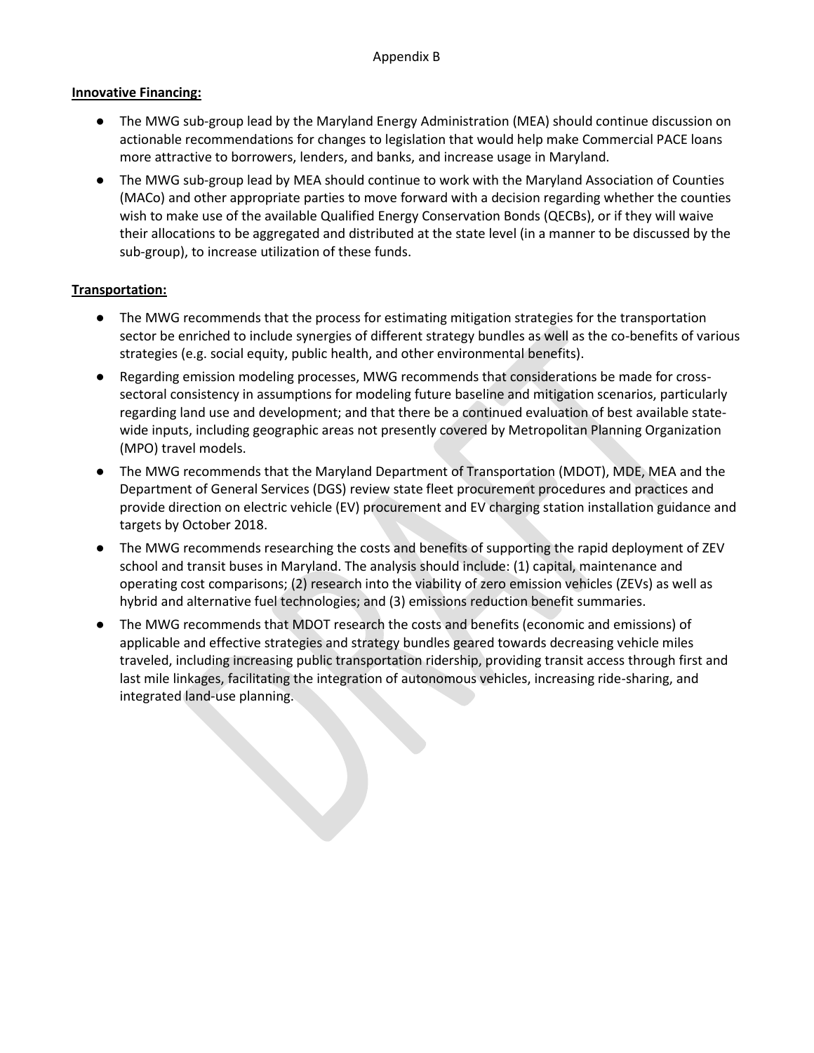Appendix B

**Innovative Financing:**

- The MWG sub-group lead by the Maryland Energy Administration (MEA) should continue discussion on actionable recommendations for changes to legislation that would help make Commercial PACE loans more attractive to borrowers, lenders, and banks, and increase usage in Maryland.
- The MWG sub-group lead by MEA should continue to work with the Maryland Association of Counties (MACo) and other appropriate parties to move forward with a decision regarding whether the counties wish to make use of the available Qualified Energy Conservation Bonds (QECBs), or if they will waive their allocations to be aggregated and distributed at the state level (in a manner to be discussed by the sub-group), to increase utilization of these funds.

**Transportation:**

- The MWG recommends that the process for estimating mitigation strategies for the transportation sector be enriched to include synergies of different strategy bundles as well as the co-benefits of various strategies (e.g. social equity, public health, and other environmental benefits).
- Regarding emission modeling processes, MWG recommends that considerations be made for cross-sectoral consistency in assumptions for modeling future baseline and mitigation scenarios, particularly regarding land use and development; and that there be a continued evaluation of best available state-wide inputs, including geographic areas not presently covered by Metropolitan Planning Organization (MPO) travel models.
- The MWG recommends that the Maryland Department of Transportation (MDOT), MDE, MEA and the Department of General Services (DGS) review state fleet procurement procedures and practices and provide direction on electric vehicle (EV) procurement and EV charging station installation guidance and targets by October 2018.
- The MWG recommends researching the costs and benefits of supporting the rapid deployment of ZEV school and transit buses in Maryland. The analysis should include: (1) capital, maintenance and operating cost comparisons; (2) research into the viability of zero emission vehicles (ZEVs) as well as hybrid and alternative fuel technologies; and (3) emissions reduction benefit summaries.
- The MWG recommends that MDOT research the costs and benefits (economic and emissions) of applicable and effective strategies and strategy bundles geared towards decreasing vehicle miles traveled, including increasing public transportation ridership, providing transit access through first and last mile linkages, facilitating the integration of autonomous vehicles, increasing ride-sharing, and integrated land-use planning.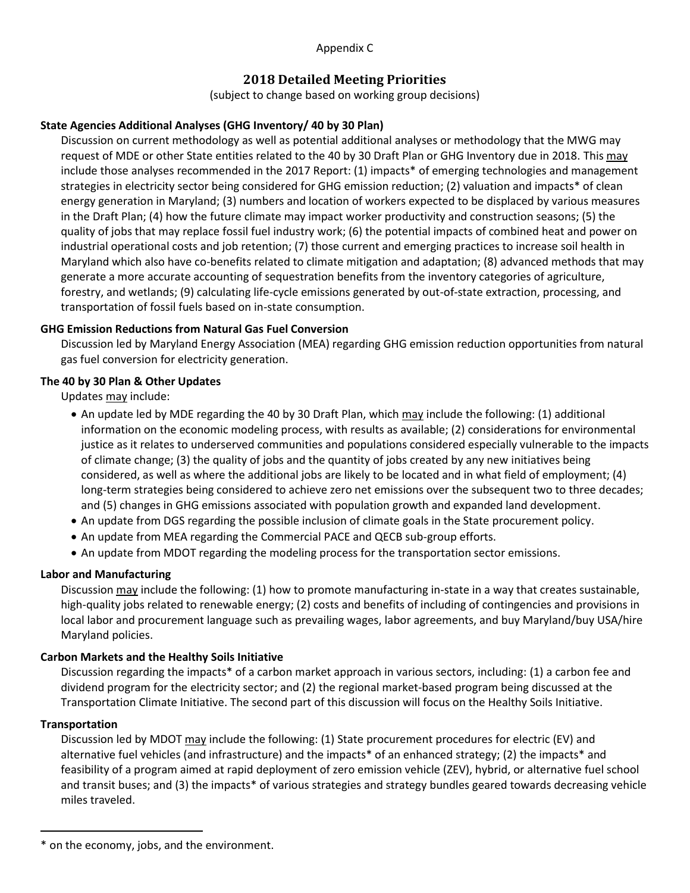Appendix C

## 2018 Detailed Meeting Priorities

(subject to change based on working group decisions)

**State Agencies Additional Analyses (GHG Inventory/ 40 by 30 Plan)**

Discussion on current methodology as well as potential additional analyses or methodology that the MWG may request of MDE or other State entities related to the 40 by 30 Draft Plan or GHG Inventory due in 2018. This may include those analyses recommended in the 2017 Report: (1) impacts* of emerging technologies and management strategies in electricity sector being considered for GHG emission reduction; (2) valuation and impacts* of clean energy generation in Maryland; (3) numbers and location of workers expected to be displaced by various measures in the Draft Plan; (4) how the future climate may impact worker productivity and construction seasons; (5) the quality of jobs that may replace fossil fuel industry work; (6) the potential impacts of combined heat and power on industrial operational costs and job retention; (7) those current and emerging practices to increase soil health in Maryland which also have co-benefits related to climate mitigation and adaptation; (8) advanced methods that may generate a more accurate accounting of sequestration benefits from the inventory categories of agriculture, forestry, and wetlands; (9) calculating life-cycle emissions generated by out-of-state extraction, processing, and transportation of fossil fuels based on in-state consumption.

**GHG Emission Reductions from Natural Gas Fuel Conversion**

Discussion led by Maryland Energy Association (MEA) regarding GHG emission reduction opportunities from natural gas fuel conversion for electricity generation.

**The 40 by 30 Plan & Other Updates**

Updates may include:

- An update led by MDE regarding the 40 by 30 Draft Plan, which may include the following: (1) additional information on the economic modeling process, with results as available; (2) considerations for environmental justice as it relates to underserved communities and populations considered especially vulnerable to the impacts of climate change; (3) the quality of jobs and the quantity of jobs created by any new initiatives being considered, as well as where the additional jobs are likely to be located and in what field of employment; (4) long-term strategies being considered to achieve zero net emissions over the subsequent two to three decades; and (5) changes in GHG emissions associated with population growth and expanded land development.
- An update from DGS regarding the possible inclusion of climate goals in the State procurement policy.
- An update from MEA regarding the Commercial PACE and QECB sub-group efforts.
- An update from MDOT regarding the modeling process for the transportation sector emissions.

**Labor and Manufacturing**

Discussion may include the following: (1) how to promote manufacturing in-state in a way that creates sustainable, high-quality jobs related to renewable energy; (2) costs and benefits of including of contingencies and provisions in local labor and procurement language such as prevailing wages, labor agreements, and buy Maryland/buy USA/hire Maryland policies.

**Carbon Markets and the Healthy Soils Initiative**

Discussion regarding the impacts* of a carbon market approach in various sectors, including: (1) a carbon fee and dividend program for the electricity sector; and (2) the regional market-based program being discussed at the Transportation Climate Initiative. The second part of this discussion will focus on the Healthy Soils Initiative.

**Transportation**

Discussion led by MDOT may include the following: (1) State procurement procedures for electric (EV) and alternative fuel vehicles (and infrastructure) and the impacts* of an enhanced strategy; (2) the impacts* and feasibility of a program aimed at rapid deployment of zero emission vehicle (ZEV), hybrid, or alternative fuel school and transit buses; and (3) the impacts* of various strategies and strategy bundles geared towards decreasing vehicle miles traveled.

---

* on the economy, jobs, and the environment.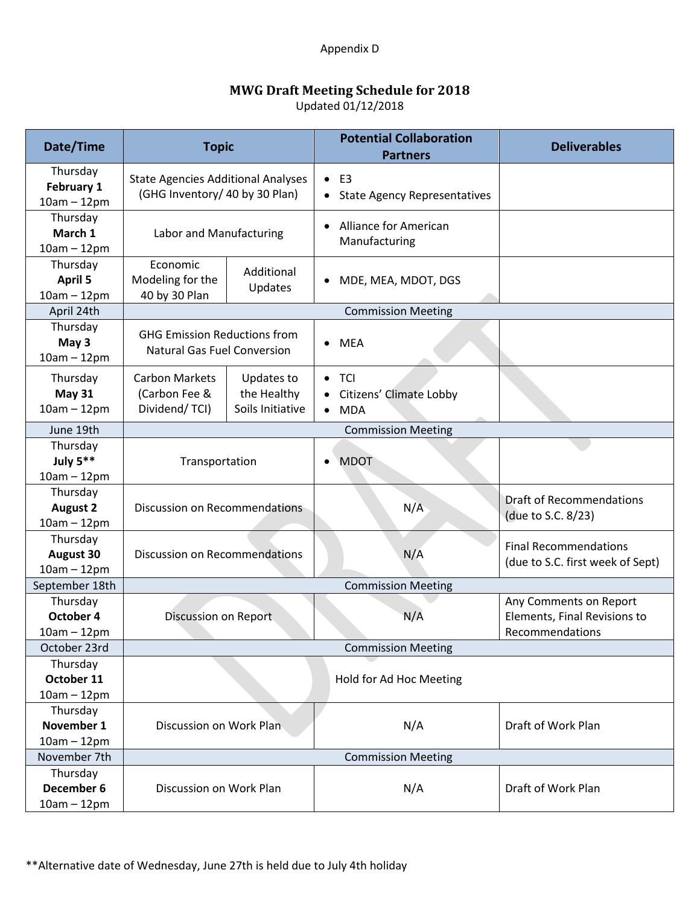Appendix D

# MWG Draft Meeting Schedule for 2018

Updated 01/12/2018

| Date/Time | Topic | | Potential Collaboration Partners | Deliverables |
|---|---|---|---|---|
| Thursday **February 1** 10am – 12pm | State Agencies Additional Analyses (GHG Inventory/ 40 by 30 Plan) | | • E3<br>• State Agency Representatives | |
| Thursday **March 1** 10am – 12pm | Labor and Manufacturing | | • Alliance for American Manufacturing | |
| Thursday **April 5** 10am – 12pm | Economic Modeling for the 40 by 30 Plan | Additional Updates | • MDE, MEA, MDOT, DGS | |
| April 24th | Commission Meeting | | | |
| Thursday **May 3** 10am – 12pm | GHG Emission Reductions from Natural Gas Fuel Conversion | | • MEA | |
| Thursday **May 31** 10am – 12pm | Carbon Markets (Carbon Fee & Dividend/ TCI) | Updates to the Healthy Soils Initiative | • TCI<br>• Citizens' Climate Lobby<br>• MDA | |
| June 19th | Commission Meeting | | | |
| Thursday **July 5**** 10am – 12pm | Transportation | | • MDOT | |
| Thursday **August 2** 10am – 12pm | Discussion on Recommendations | | N/A | Draft of Recommendations (due to S.C. 8/23) |
| Thursday **August 30** 10am – 12pm | Discussion on Recommendations | | N/A | Final Recommendations (due to S.C. first week of Sept) |
| September 18th | Commission Meeting | | | |
| Thursday **October 4** 10am – 12pm | Discussion on Report | | N/A | Any Comments on Report Elements, Final Revisions to Recommendations |
| October 23rd | Commission Meeting | | | |
| Thursday **October 11** 10am – 12pm | Hold for Ad Hoc Meeting | | | |
| Thursday **November 1** 10am – 12pm | Discussion on Work Plan | | N/A | Draft of Work Plan |
| November 7th | Commission Meeting | | | |
| Thursday **December 6** 10am – 12pm | Discussion on Work Plan | | N/A | Draft of Work Plan |

**Alternative date of Wednesday, June 27th is held due to July 4th holiday